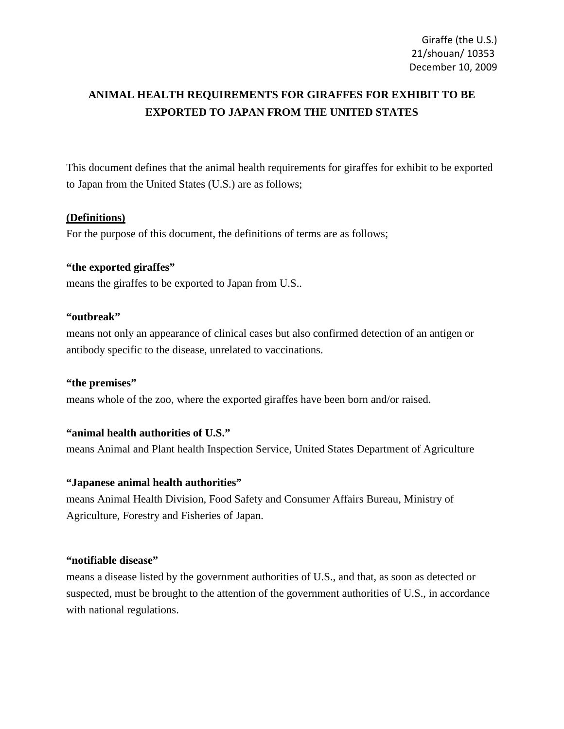Giraffe (the U.S.)
21/shouan/ 10353
December 10, 2009

# ANIMAL HEALTH REQUIREMENTS FOR GIRAFFES FOR EXHIBIT TO BE EXPORTED TO JAPAN FROM THE UNITED STATES

This document defines that the animal health requirements for giraffes for exhibit to be exported to Japan from the United States (U.S.) are as follows;

**(Definitions)**

For the purpose of this document, the definitions of terms are as follows;

**"the exported giraffes"**
means the giraffes to be exported to Japan from U.S..

**"outbreak"**
means not only an appearance of clinical cases but also confirmed detection of an antigen or antibody specific to the disease, unrelated to vaccinations.

**"the premises"**
means whole of the zoo, where the exported giraffes have been born and/or raised.

**"animal health authorities of U.S."**
means Animal and Plant health Inspection Service, United States Department of Agriculture

**"Japanese animal health authorities"**
means Animal Health Division, Food Safety and Consumer Affairs Bureau, Ministry of Agriculture, Forestry and Fisheries of Japan.

**"notifiable disease"**
means a disease listed by the government authorities of U.S., and that, as soon as detected or suspected, must be brought to the attention of the government authorities of U.S., in accordance with national regulations.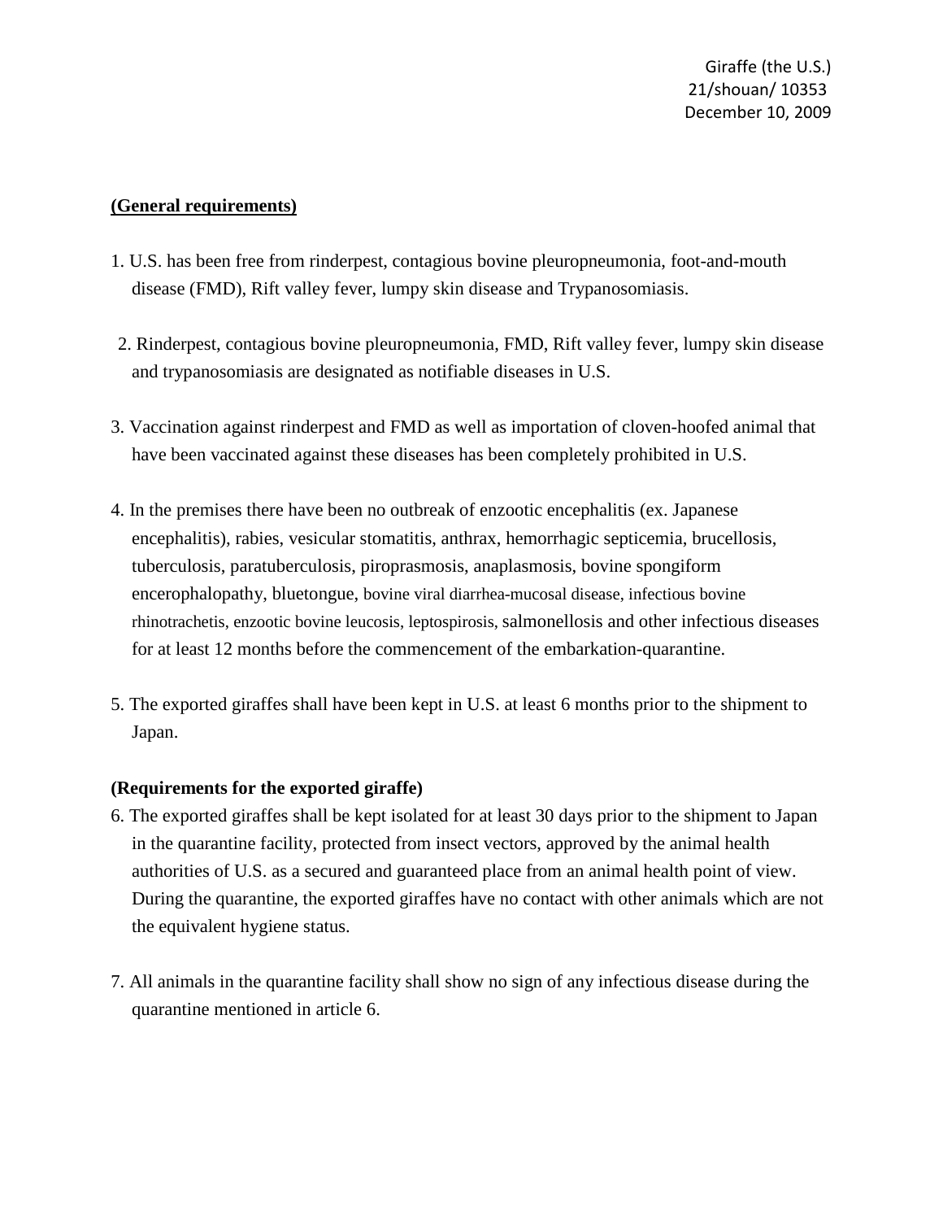Giraffe (the U.S.)
21/shouan/ 10353
December 10, 2009

**(General requirements)**

1. U.S. has been free from rinderpest, contagious bovine pleuropneumonia, foot-and-mouth disease (FMD), Rift valley fever, lumpy skin disease and Trypanosomiasis.

2. Rinderpest, contagious bovine pleuropneumonia, FMD, Rift valley fever, lumpy skin disease and trypanosomiasis are designated as notifiable diseases in U.S.

3. Vaccination against rinderpest and FMD as well as importation of cloven-hoofed animal that have been vaccinated against these diseases has been completely prohibited in U.S.

4. In the premises there have been no outbreak of enzootic encephalitis (ex. Japanese encephalitis), rabies, vesicular stomatitis, anthrax, hemorrhagic septicemia, brucellosis, tuberculosis, paratuberculosis, piroprasmosis, anaplasmosis, bovine spongiform encerophalopathy, bluetongue, bovine viral diarrhea-mucosal disease, infectious bovine rhinotrachetis, enzootic bovine leucosis, leptospirosis, salmonellosis and other infectious diseases for at least 12 months before the commencement of the embarkation-quarantine.

5. The exported giraffes shall have been kept in U.S. at least 6 months prior to the shipment to Japan.

**(Requirements for the exported giraffe)**

6. The exported giraffes shall be kept isolated for at least 30 days prior to the shipment to Japan in the quarantine facility, protected from insect vectors, approved by the animal health authorities of U.S. as a secured and guaranteed place from an animal health point of view. During the quarantine, the exported giraffes have no contact with other animals which are not the equivalent hygiene status.

7. All animals in the quarantine facility shall show no sign of any infectious disease during the quarantine mentioned in article 6.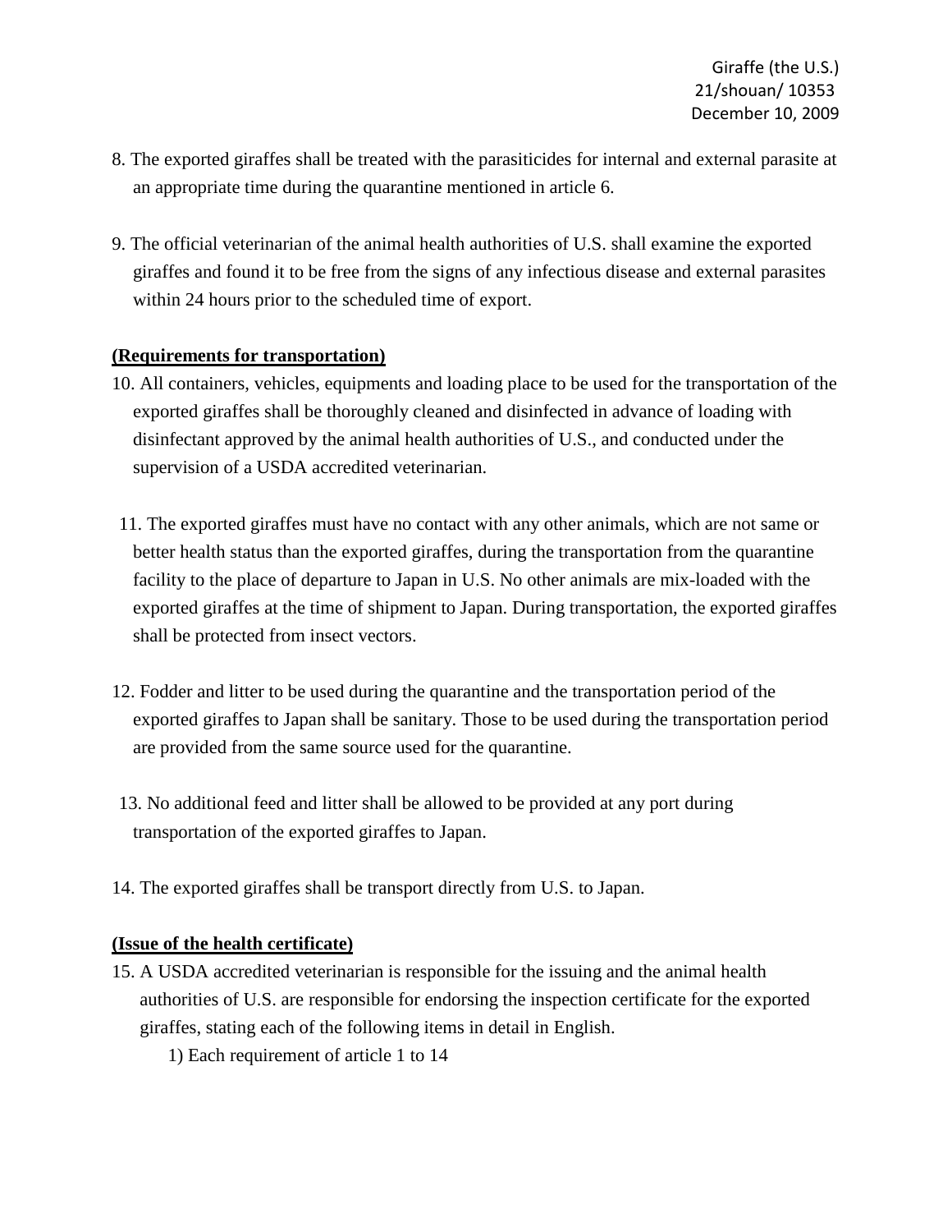8. The exported giraffes shall be treated with the parasiticides for internal and external parasite at an appropriate time during the quarantine mentioned in article 6.

9. The official veterinarian of the animal health authorities of U.S. shall examine the exported giraffes and found it to be free from the signs of any infectious disease and external parasites within 24 hours prior to the scheduled time of export.

**(Requirements for transportation)**

10. All containers, vehicles, equipments and loading place to be used for the transportation of the exported giraffes shall be thoroughly cleaned and disinfected in advance of loading with disinfectant approved by the animal health authorities of U.S., and conducted under the supervision of a USDA accredited veterinarian.

11. The exported giraffes must have no contact with any other animals, which are not same or better health status than the exported giraffes, during the transportation from the quarantine facility to the place of departure to Japan in U.S. No other animals are mix-loaded with the exported giraffes at the time of shipment to Japan. During transportation, the exported giraffes shall be protected from insect vectors.

12. Fodder and litter to be used during the quarantine and the transportation period of the exported giraffes to Japan shall be sanitary. Those to be used during the transportation period are provided from the same source used for the quarantine.

13. No additional feed and litter shall be allowed to be provided at any port during transportation of the exported giraffes to Japan.

14. The exported giraffes shall be transport directly from U.S. to Japan.

**(Issue of the health certificate)**

15. A USDA accredited veterinarian is responsible for the issuing and the animal health authorities of U.S. are responsible for endorsing the inspection certificate for the exported giraffes, stating each of the following items in detail in English.

    1) Each requirement of article 1 to 14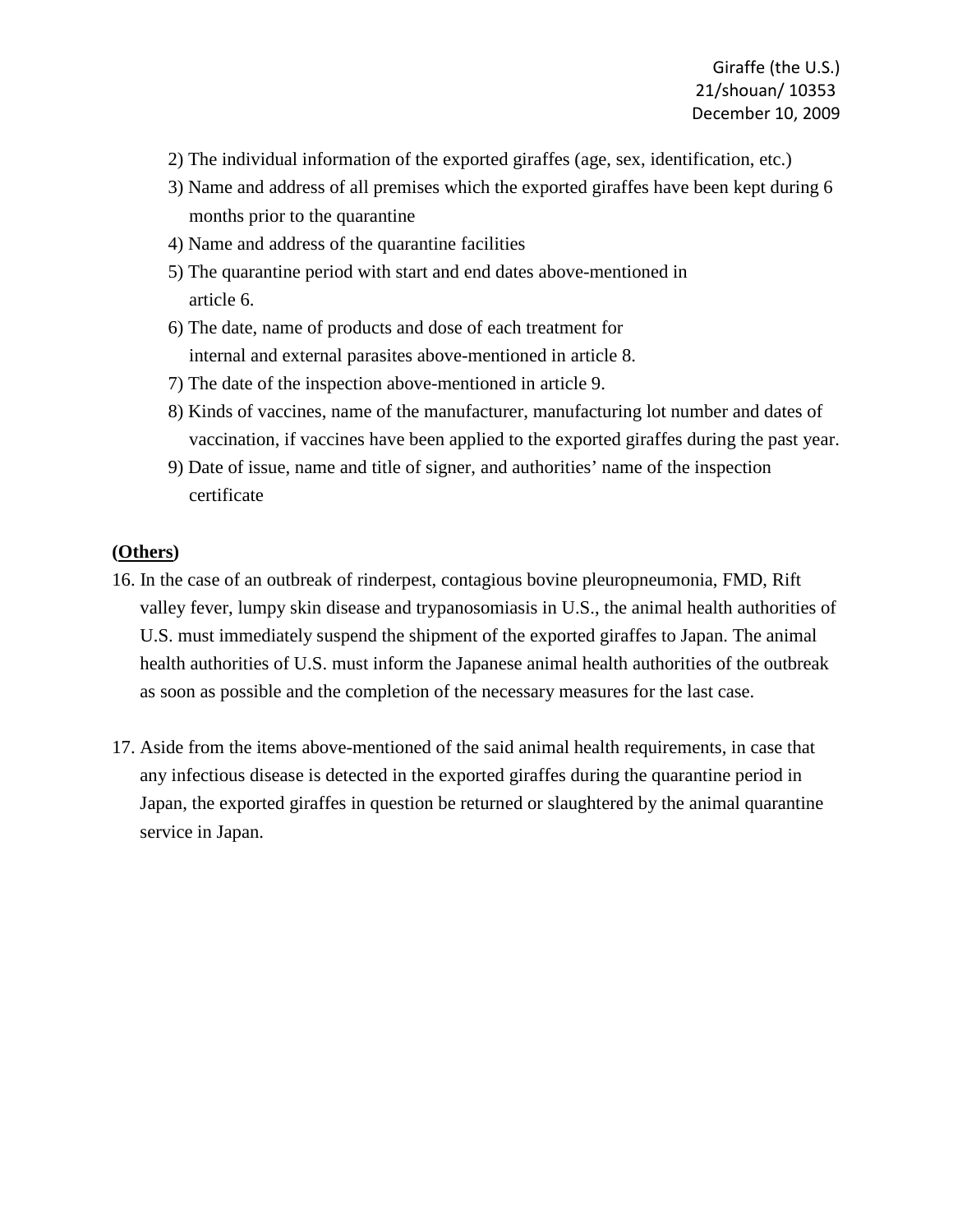2) The individual information of the exported giraffes (age, sex, identification, etc.)
3) Name and address of all premises which the exported giraffes have been kept during 6 months prior to the quarantine
4) Name and address of the quarantine facilities
5) The quarantine period with start and end dates above-mentioned in article 6.
6) The date, name of products and dose of each treatment for internal and external parasites above-mentioned in article 8.
7) The date of the inspection above-mentioned in article 9.
8) Kinds of vaccines, name of the manufacturer, manufacturing lot number and dates of vaccination, if vaccines have been applied to the exported giraffes during the past year.
9) Date of issue, name and title of signer, and authorities' name of the inspection certificate

**(Others)**

16. In the case of an outbreak of rinderpest, contagious bovine pleuropneumonia, FMD, Rift valley fever, lumpy skin disease and trypanosomiasis in U.S., the animal health authorities of U.S. must immediately suspend the shipment of the exported giraffes to Japan. The animal health authorities of U.S. must inform the Japanese animal health authorities of the outbreak as soon as possible and the completion of the necessary measures for the last case.

17. Aside from the items above-mentioned of the said animal health requirements, in case that any infectious disease is detected in the exported giraffes during the quarantine period in Japan, the exported giraffes in question be returned or slaughtered by the animal quarantine service in Japan.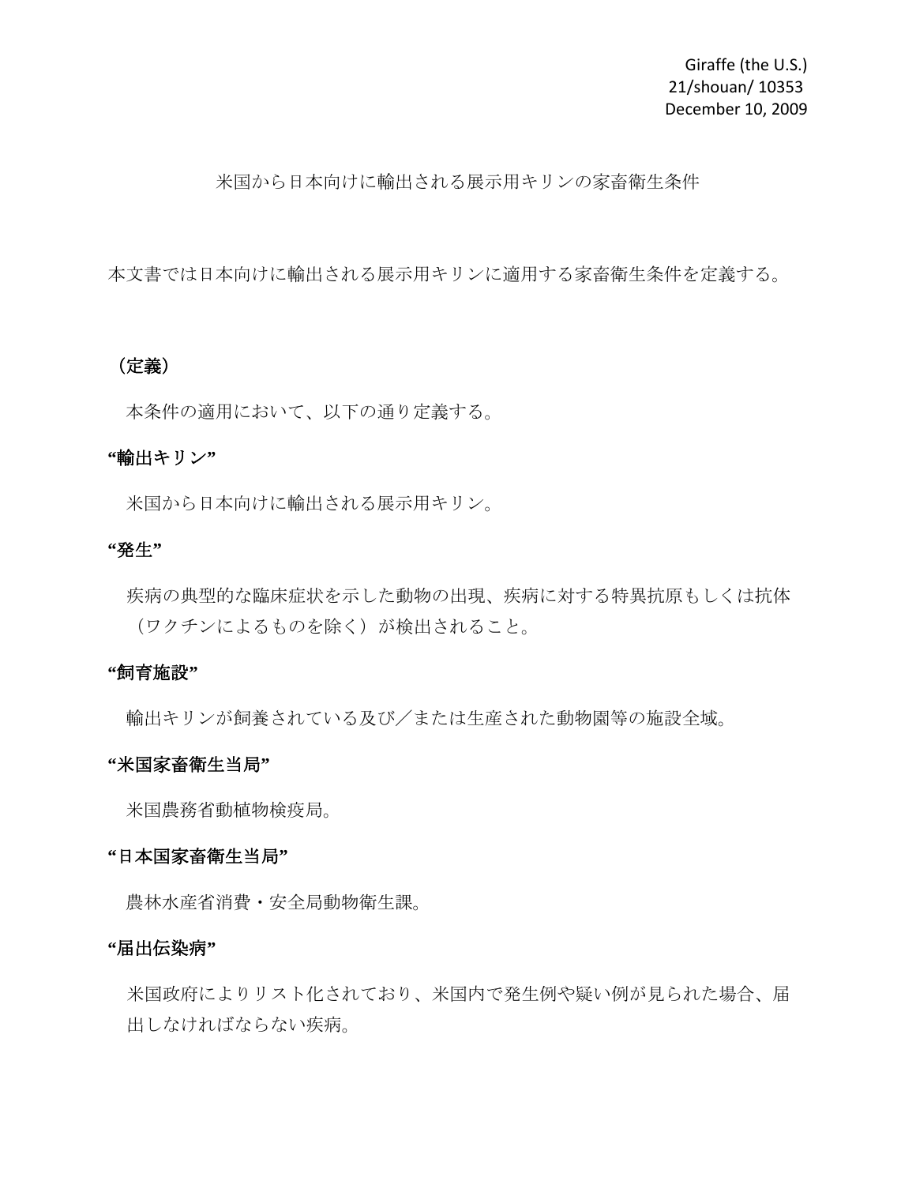Giraffe (the U.S.)
21/shouan/ 10353
December 10, 2009

# 米国から日本向けに輸出される展示用キリンの家畜衛生条件

本文書では日本向けに輸出される展示用キリンに適用する家畜衛生条件を定義する。

## （定義）

本条件の適用において、以下の通り定義する。

**"輸出キリン"**

米国から日本向けに輸出される展示用キリン。

**"発生"**

疾病の典型的な臨床症状を示した動物の出現、疾病に対する特異抗原もしくは抗体（ワクチンによるものを除く）が検出されること。

**"飼育施設"**

輸出キリンが飼養されている及び／または生産された動物園等の施設全域。

**"米国家畜衛生当局"**

米国農務省動植物検疫局。

**"日本国家畜衛生当局"**

農林水産省消費・安全局動物衛生課。

**"届出伝染病"**

米国政府によりリスト化されており、米国内で発生例や疑い例が見られた場合、届出しなければならない疾病。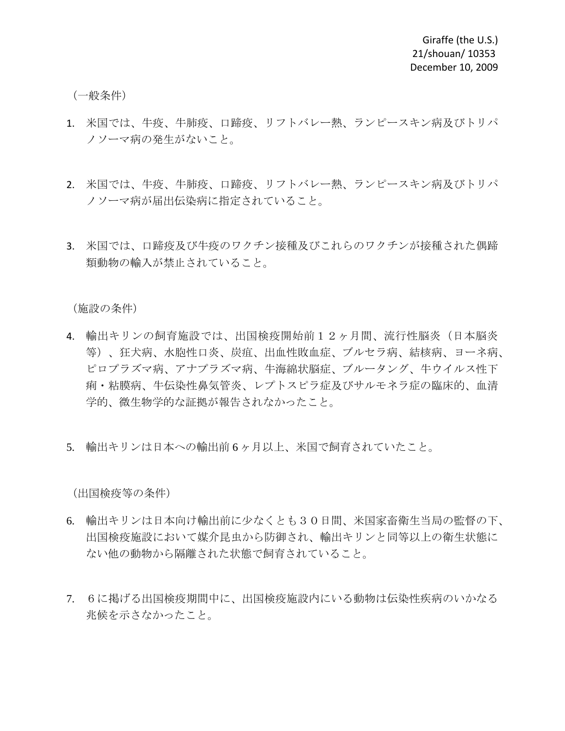Giraffe (the U.S.)
21/shouan/ 10353
December 10, 2009

（一般条件）

1. 米国では、牛疫、牛肺疫、口蹄疫、リフトバレー熱、ランピースキン病及びトリパノソーマ病の発生がないこと。

2. 米国では、牛疫、牛肺疫、口蹄疫、リフトバレー熱、ランピースキン病及びトリパノソーマ病が届出伝染病に指定されていること。

3. 米国では、口蹄疫及び牛疫のワクチン接種及びこれらのワクチンが接種された偶蹄類動物の輸入が禁止されていること。

（施設の条件）

4. 輸出キリンの飼育施設では、出国検疫開始前１２ヶ月間、流行性脳炎（日本脳炎等）、狂犬病、水胞性口炎、炭疽、出血性敗血症、ブルセラ病、結核病、ヨーネ病、ピロプラズマ病、アナプラズマ病、牛海綿状脳症、ブルータング、牛ウイルス性下痢・粘膜病、牛伝染性鼻気管炎、レプトスピラ症及びサルモネラ症の臨床的、血清学的、微生物学的な証拠が報告されなかったこと。

5. 輸出キリンは日本への輸出前6ヶ月以上、米国で飼育されていたこと。

（出国検疫等の条件）

6. 輸出キリンは日本向け輸出前に少なくとも３０日間、米国家畜衛生当局の監督の下、出国検疫施設において媒介昆虫から防御され、輸出キリンと同等以上の衛生状態にない他の動物から隔離された状態で飼育されていること。

7. ６に掲げる出国検疫期間中に、出国検疫施設内にいる動物は伝染性疾病のいかなる兆候を示さなかったこと。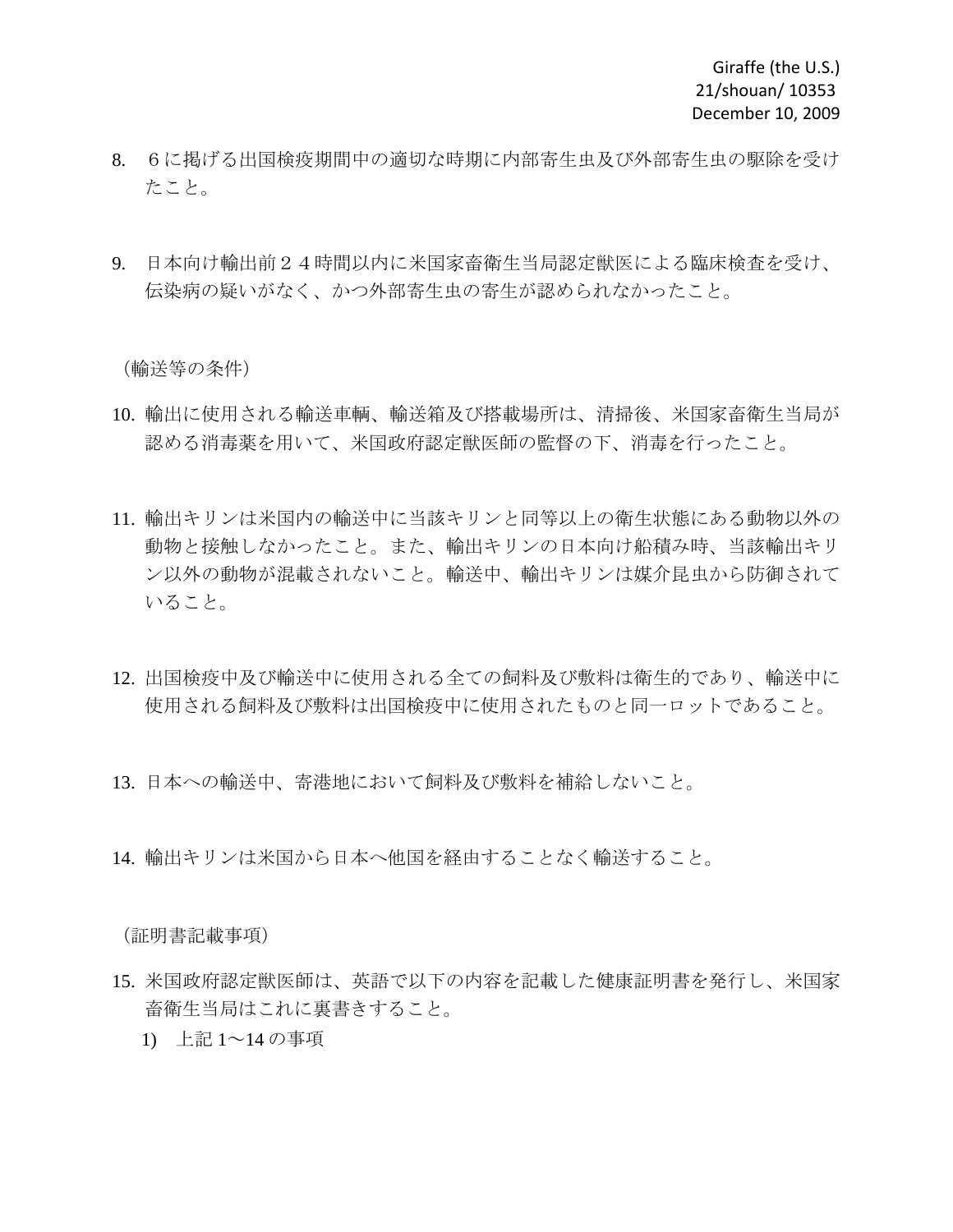8. ６に掲げる出国検疫期間中の適切な時期に内部寄生虫及び外部寄生虫の駆除を受けたこと。

9. 日本向け輸出前２４時間以内に米国家畜衛生当局認定獣医による臨床検査を受け、伝染病の疑いがなく、かつ外部寄生虫の寄生が認められなかったこと。

（輸送等の条件）

10. 輸出に使用される輸送車輌、輸送箱及び搭載場所は、清掃後、米国家畜衛生当局が認める消毒薬を用いて、米国政府認定獣医師の監督の下、消毒を行ったこと。

11. 輸出キリンは米国内の輸送中に当該キリンと同等以上の衛生状態にある動物以外の動物と接触しなかったこと。また、輸出キリンの日本向け船積み時、当該輸出キリン以外の動物が混載されないこと。輸送中、輸出キリンは媒介昆虫から防御されていること。

12. 出国検疫中及び輸送中に使用される全ての飼料及び敷料は衛生的であり、輸送中に使用される飼料及び敷料は出国検疫中に使用されたものと同一ロットであること。

13. 日本への輸送中、寄港地において飼料及び敷料を補給しないこと。

14. 輸出キリンは米国から日本へ他国を経由することなく輸送すること。

（証明書記載事項）

15. 米国政府認定獣医師は、英語で以下の内容を記載した健康証明書を発行し、米国家畜衛生当局はこれに裏書きすること。
    1) 上記 1～14 の事項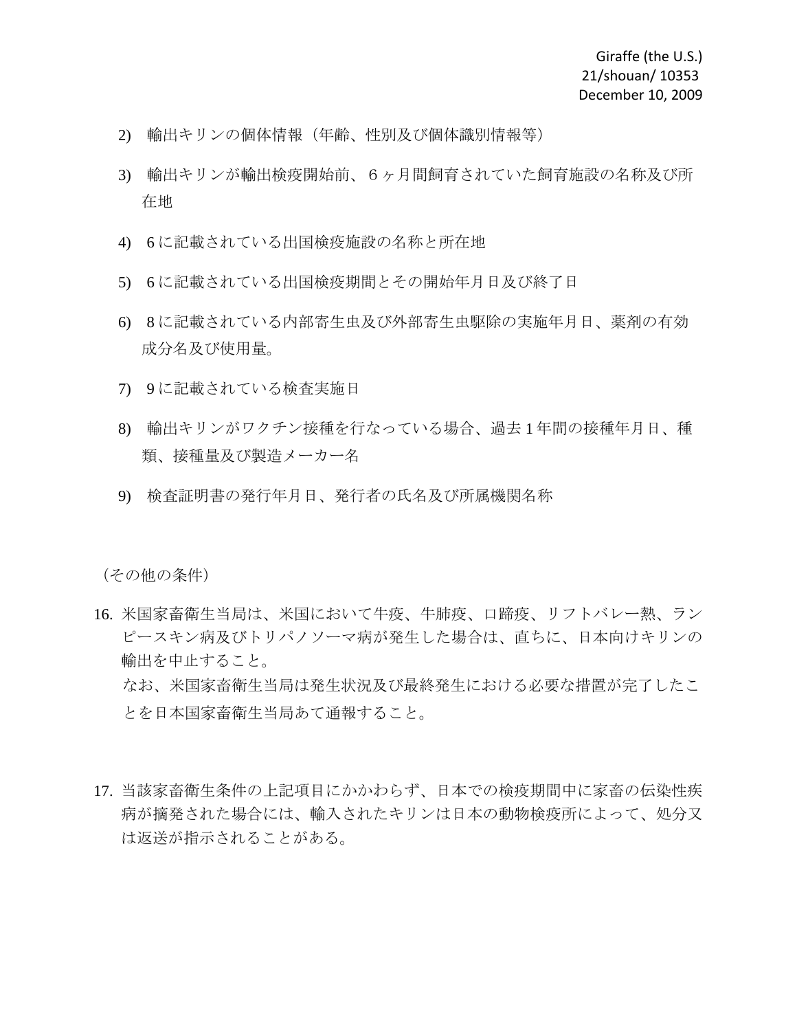2) 輸出キリンの個体情報（年齢、性別及び個体識別情報等）

3) 輸出キリンが輸出検疫開始前、６ヶ月間飼育されていた飼育施設の名称及び所在地

4) 6に記載されている出国検疫施設の名称と所在地

5) 6に記載されている出国検疫期間とその開始年月日及び終了日

6) 8に記載されている内部寄生虫及び外部寄生虫駆除の実施年月日、薬剤の有効成分名及び使用量。

7) 9に記載されている検査実施日

8) 輸出キリンがワクチン接種を行なっている場合、過去1年間の接種年月日、種類、接種量及び製造メーカー名

9) 検査証明書の発行年月日、発行者の氏名及び所属機関名称

（その他の条件）

16. 米国家畜衛生当局は、米国において牛疫、牛肺疫、口蹄疫、リフトバレー熱、ランピースキン病及びトリパノソーマ病が発生した場合は、直ちに、日本向けキリンの輸出を中止すること。
なお、米国家畜衛生当局は発生状況及び最終発生における必要な措置が完了したことを日本国家畜衛生当局あて通報すること。

17. 当該家畜衛生条件の上記項目にかかわらず、日本での検疫期間中に家畜の伝染性疾病が摘発された場合には、輸入されたキリンは日本の動物検疫所によって、処分又は返送が指示されることがある。